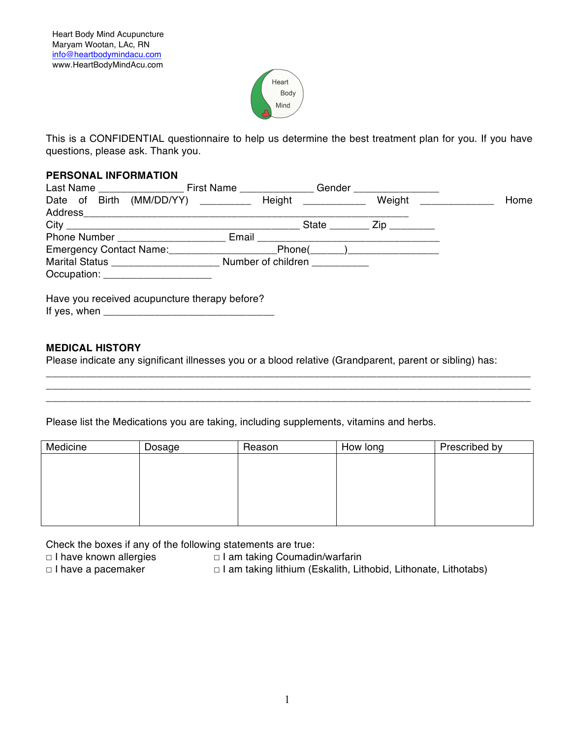Heart Body Mind Acupuncture
Maryam Wootan, LAc, RN
info@heartbodymindacu.com
www.HeartBodyMindAcu.com

Heart
Body
Mind

This is a CONFIDENTIAL questionnaire to help us determine the best treatment plan for you. If you have questions, please ask. Thank you.

**PERSONAL INFORMATION**

Last Name _______________ First Name _____________ Gender _______________
Date of Birth (MM/DD/YY) _________ Height ___________ Weight _____________ Home Address_____________________________________________________________
City __________________________________________ State _______ Zip ________
Phone Number ___________________ Email ___________________________________
Emergency Contact Name:___________________Phone(______)________________
Marital Status ___________________ Number of children __________
Occupation: ___________________

Have you received acupuncture therapy before?
If yes, when _______________________________

**MEDICAL HISTORY**

Please indicate any significant illnesses you or a blood relative (Grandparent, parent or sibling) has:
_____________________________________________________________________________
_____________________________________________________________________________
_____________________________________________________________________________

Please list the Medications you are taking, including supplements, vitamins and herbs.

| Medicine | Dosage | Reason | How long | Prescribed by |
|---|---|---|---|---|
| | | | | |

Check the boxes if any of the following statements are true:

□ I have known allergies
□ I am taking Coumadin/warfarin
□ I have a pacemaker
□ I am taking lithium (Eskalith, Lithobid, Lithonate, Lithotabs)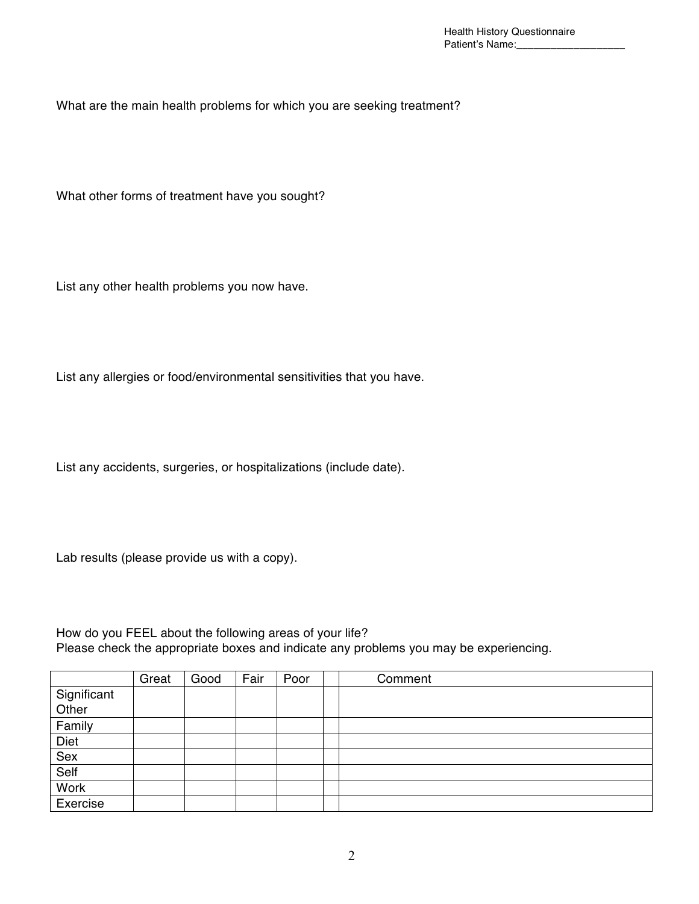Health History Questionnaire
Patient's Name:___________________

What are the main health problems for which you are seeking treatment?

What other forms of treatment have you sought?

List any other health problems you now have.

List any allergies or food/environmental sensitivities that you have.

List any accidents, surgeries, or hospitalizations (include date).

Lab results (please provide us with a copy).

How do you FEEL about the following areas of your life?
Please check the appropriate boxes and indicate any problems you may be experiencing.

| | Great | Good | Fair | Poor | | Comment |
|---|---|---|---|---|---|---|
| Significant Other | | | | | | |
| Family | | | | | | |
| Diet | | | | | | |
| Sex | | | | | | |
| Self | | | | | | |
| Work | | | | | | |
| Exercise | | | | | | |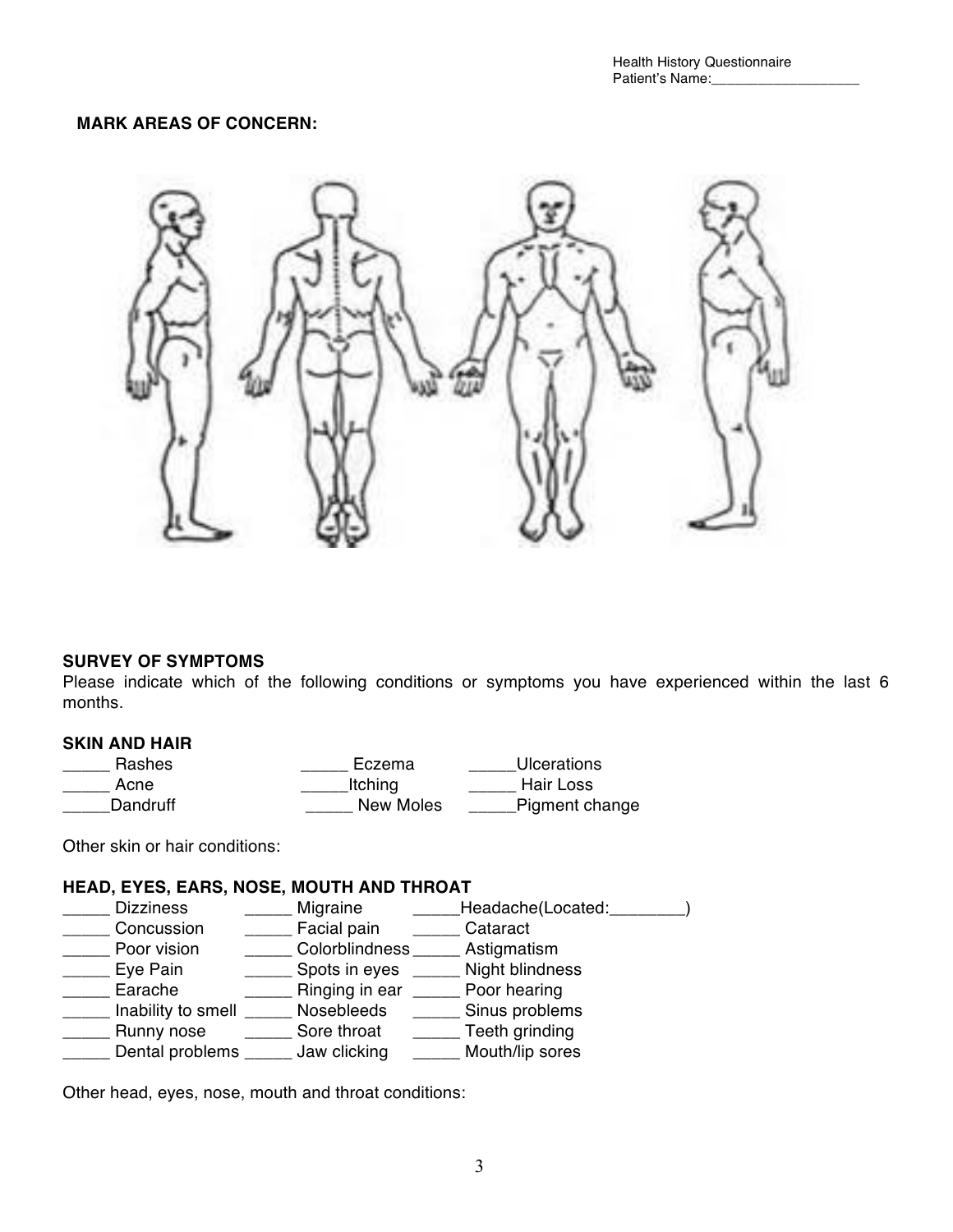**MARK AREAS OF CONCERN:**

**SURVEY OF SYMPTOMS**

Please indicate which of the following conditions or symptoms you have experienced within the last 6 months.

**SKIN AND HAIR**

_____ Rashes _____ Eczema _____Ulcerations
_____ Acne _____Itching _____ Hair Loss
_____Dandruff _____ New Moles _____Pigment change

Other skin or hair conditions:

**HEAD, EYES, EARS, NOSE, MOUTH AND THROAT**

_____ Dizziness _____ Migraine _____Headache(Located:________)
_____ Concussion _____ Facial pain _____ Cataract
_____ Poor vision _____ Colorblindness _____ Astigmatism
_____ Eye Pain _____ Spots in eyes _____ Night blindness
_____ Earache _____ Ringing in ear _____ Poor hearing
_____ Inability to smell _____ Nosebleeds _____ Sinus problems
_____ Runny nose _____ Sore throat _____ Teeth grinding
_____ Dental problems _____ Jaw clicking _____ Mouth/lip sores

Other head, eyes, nose, mouth and throat conditions: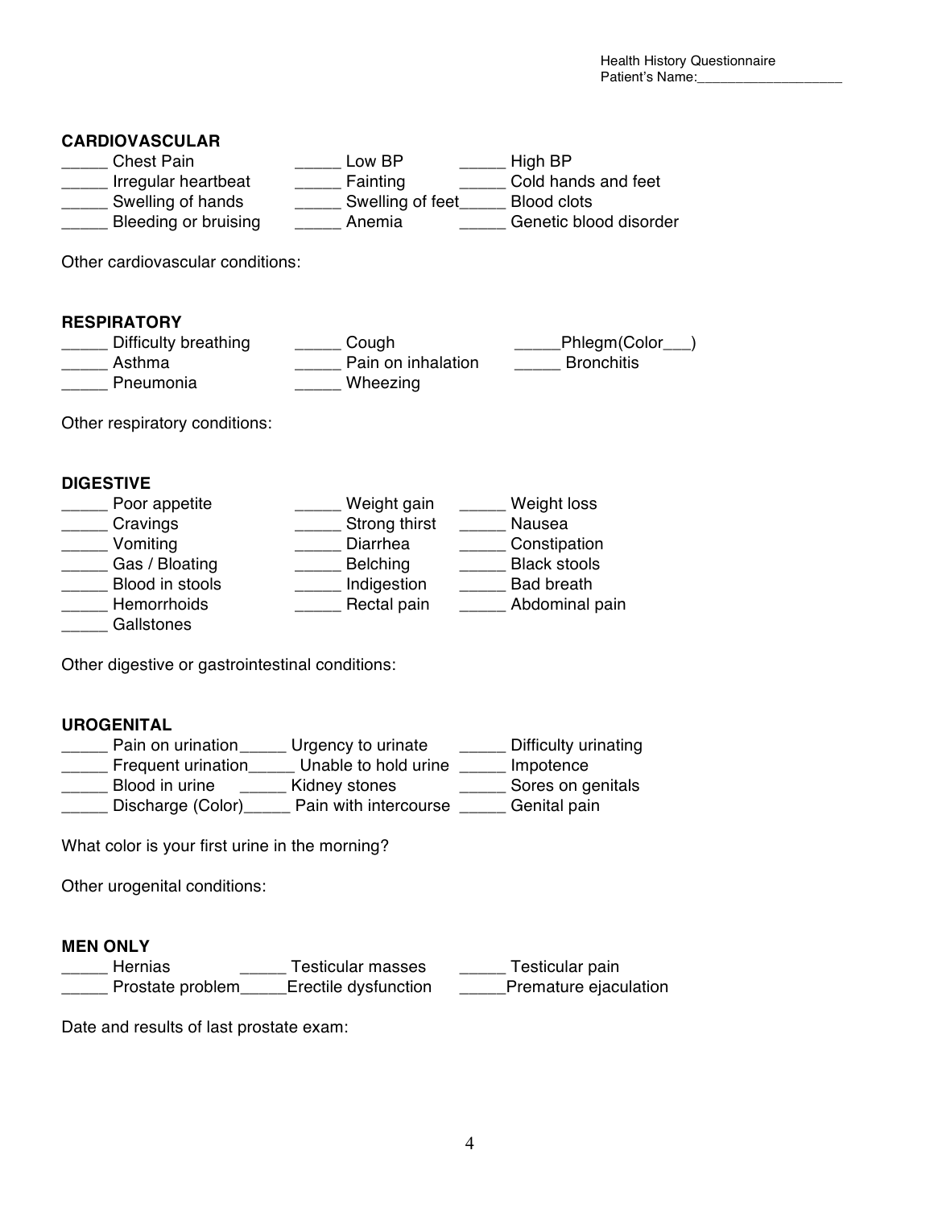Health History Questionnaire
Patient's Name:___________________

## CARDIOVASCULAR

_____ Chest Pain _____ Low BP _____ High BP
_____ Irregular heartbeat _____ Fainting _____ Cold hands and feet
_____ Swelling of hands _____ Swelling of feet_____ Blood clots
_____ Bleeding or bruising _____ Anemia _____ Genetic blood disorder

Other cardiovascular conditions:

## RESPIRATORY

_____ Difficulty breathing _____ Cough _____Phlegm(Color___)
_____ Asthma _____ Pain on inhalation _____ Bronchitis
_____ Pneumonia _____ Wheezing

Other respiratory conditions:

## DIGESTIVE

_____ Poor appetite _____ Weight gain _____ Weight loss
_____ Cravings _____ Strong thirst _____ Nausea
_____ Vomiting _____ Diarrhea _____ Constipation
_____ Gas / Bloating _____ Belching _____ Black stools
_____ Blood in stools _____ Indigestion _____ Bad breath
_____ Hemorrhoids _____ Rectal pain _____ Abdominal pain
_____ Gallstones

Other digestive or gastrointestinal conditions:

## UROGENITAL

_____ Pain on urination_____ Urgency to urinate _____ Difficulty urinating
_____ Frequent urination_____ Unable to hold urine _____ Impotence
_____ Blood in urine _____ Kidney stones _____ Sores on genitals
_____ Discharge (Color)_____ Pain with intercourse _____ Genital pain

What color is your first urine in the morning?

Other urogenital conditions:

## MEN ONLY

_____ Hernias _____ Testicular masses _____ Testicular pain
_____ Prostate problem_____Erectile dysfunction _____Premature ejaculation

Date and results of last prostate exam: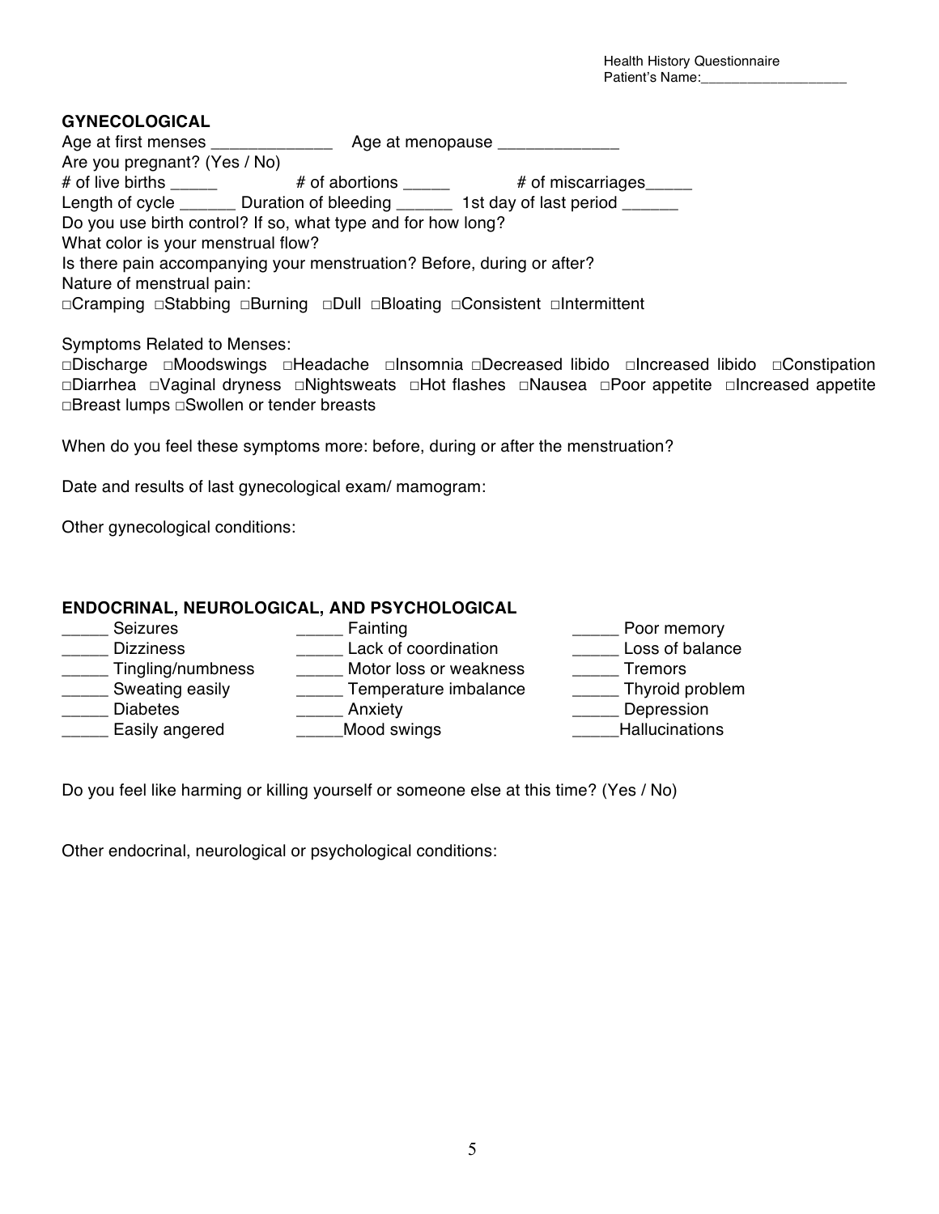## GYNECOLOGICAL

Age at first menses _____________ Age at menopause _____________

Are you pregnant? (Yes / No)

# of live births _____ # of abortions _____ # of miscarriages_____

Length of cycle ______ Duration of bleeding ______ 1st day of last period ______

Do you use birth control? If so, what type and for how long?

What color is your menstrual flow?

Is there pain accompanying your menstruation? Before, during or after?

Nature of menstrual pain:

□Cramping □Stabbing □Burning □Dull □Bloating □Consistent □Intermittent

Symptoms Related to Menses:

□Discharge □Moodswings □Headache □Insomnia □Decreased libido □Increased libido □Constipation □Diarrhea □Vaginal dryness □Nightsweats □Hot flashes □Nausea □Poor appetite □Increased appetite □Breast lumps □Swollen or tender breasts

When do you feel these symptoms more: before, during or after the menstruation?

Date and results of last gynecological exam/ mamogram:

Other gynecological conditions:

## ENDOCRINAL, NEUROLOGICAL, AND PSYCHOLOGICAL

| | | |
|---|---|---|
| _____ Seizures | _____ Fainting | _____ Poor memory |
| _____ Dizziness | _____ Lack of coordination | _____ Loss of balance |
| _____ Tingling/numbness | _____ Motor loss or weakness | _____ Tremors |
| _____ Sweating easily | _____ Temperature imbalance | _____ Thyroid problem |
| _____ Diabetes | _____ Anxiety | _____ Depression |
| _____ Easily angered | _____Mood swings | _____Hallucinations |

Do you feel like harming or killing yourself or someone else at this time? (Yes / No)

Other endocrinal, neurological or psychological conditions: